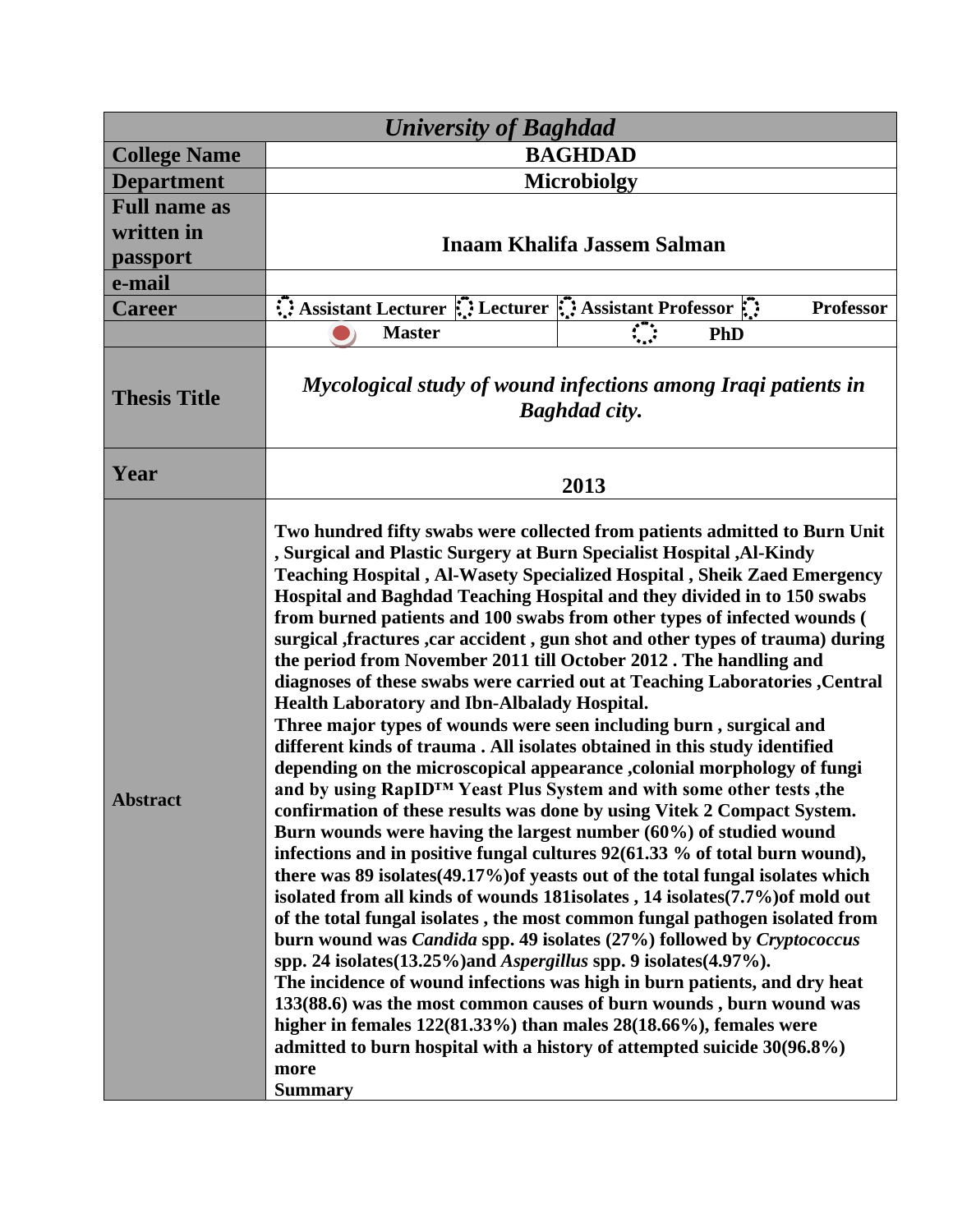| *University of Baghdad* | | | | |
|---|---|---|---|---|
| **College Name** | **BAGHDAD** | | | |
| **Department** | **Microbiolgy** | | | |
| **Full name as written in passport** | **Inaam Khalifa Jassem Salman** | | | |
| **e-mail** | | | | |
| **Career** | **Assistant Lecturer** | **Lecturer** | **Assistant Professor** | **Professor** |
| | **Master** (selected) | | **PhD** | |
| **Thesis Title** | ***Mycological study of wound infections among Iraqi patients in Baghdad city.*** | | | |
| **Year** | **2013** | | | |
| **Abstract** | **Two hundred fifty swabs were collected from patients admitted to Burn Unit , Surgical and Plastic Surgery at Burn Specialist Hospital ,Al-Kindy Teaching Hospital , Al-Wasety Specialized Hospital , Sheik Zaed Emergency Hospital and Baghdad Teaching Hospital and they divided in to 150 swabs from burned patients and 100 swabs from other types of infected wounds ( surgical ,fractures ,car accident , gun shot and other types of trauma) during the period from November 2011 till October 2012 . The handling and diagnoses of these swabs were carried out at Teaching Laboratories ,Central Health Laboratory and Ibn-Albalady Hospital.**<br>**Three major types of wounds were seen including burn , surgical and different kinds of trauma . All isolates obtained in this study identified depending on the microscopical appearance ,colonial morphology of fungi and by using RapID™ Yeast Plus System and with some other tests ,the confirmation of these results was done by using Vitek 2 Compact System. Burn wounds were having the largest number (60%) of studied wound infections and in positive fungal cultures 92(61.33 % of total burn wound), there was 89 isolates(49.17%)of yeasts out of the total fungal isolates which isolated from all kinds of wounds 181isolates , 14 isolates(7.7%)of mold out of the total fungal isolates , the most common fungal pathogen isolated from burn wound was *Candida* spp. 49 isolates (27%) followed by *Cryptococcus* spp. 24 isolates(13.25%)and *Aspergillus* spp. 9 isolates(4.97%).**<br>**The incidence of wound infections was high in burn patients, and dry heat 133(88.6) was the most common causes of burn wounds , burn wound was higher in females 122(81.33%) than males 28(18.66%), females were admitted to burn hospital with a history of attempted suicide 30(96.8%) more**<br>**Summary** | | | |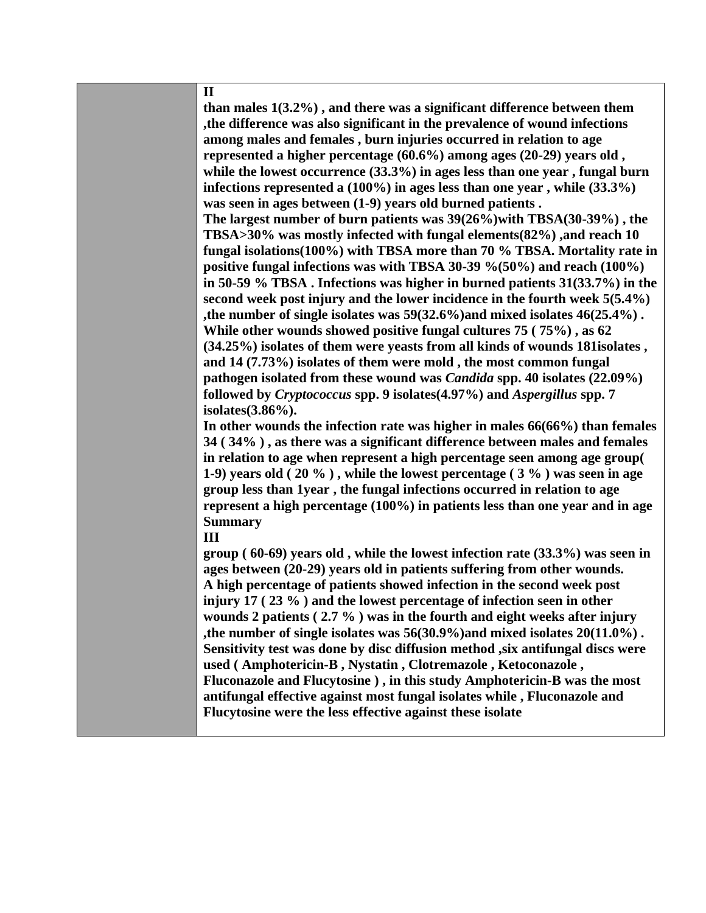**II**

**than males 1(3.2%) , and there was a significant difference between them ,the difference was also significant in the prevalence of wound infections among males and females , burn injuries occurred in relation to age represented a higher percentage (60.6%) among ages (20-29) years old , while the lowest occurrence (33.3%) in ages less than one year , fungal burn infections represented a (100%) in ages less than one year , while (33.3%) was seen in ages between (1-9) years old burned patients .**

**The largest number of burn patients was 39(26%)with TBSA(30-39%) , the TBSA>30% was mostly infected with fungal elements(82%) ,and reach 10 fungal isolations(100%) with TBSA more than 70 % TBSA. Mortality rate in positive fungal infections was with TBSA 30-39 %(50%) and reach (100%) in 50-59 % TBSA . Infections was higher in burned patients 31(33.7%) in the second week post injury and the lower incidence in the fourth week 5(5.4%) ,the number of single isolates was 59(32.6%)and mixed isolates 46(25.4%) . While other wounds showed positive fungal cultures 75 ( 75%) , as 62 (34.25%) isolates of them were yeasts from all kinds of wounds 181isolates , and 14 (7.73%) isolates of them were mold , the most common fungal pathogen isolated from these wound was *Candida* spp. 40 isolates (22.09%) followed by *Cryptococcus* spp. 9 isolates(4.97%) and *Aspergillus* spp. 7 isolates(3.86%).**

**In other wounds the infection rate was higher in males 66(66%) than females 34 ( 34% ) , as there was a significant difference between males and females in relation to age when represent a high percentage seen among age group( 1-9) years old ( 20 % ) , while the lowest percentage ( 3 % ) was seen in age group less than 1year , the fungal infections occurred in relation to age represent a high percentage (100%) in patients less than one year and in age**

**Summary**

**III**

**group ( 60-69) years old , while the lowest infection rate (33.3%) was seen in ages between (20-29) years old in patients suffering from other wounds. A high percentage of patients showed infection in the second week post injury 17 ( 23 % ) and the lowest percentage of infection seen in other wounds 2 patients ( 2.7 % ) was in the fourth and eight weeks after injury ,the number of single isolates was 56(30.9%)and mixed isolates 20(11.0%) . Sensitivity test was done by disc diffusion method ,six antifungal discs were used ( Amphotericin-B , Nystatin , Clotremazole , Ketoconazole , Fluconazole and Flucytosine ) , in this study Amphotericin-B was the most antifungal effective against most fungal isolates while , Fluconazole and Flucytosine were the less effective against these isolate**